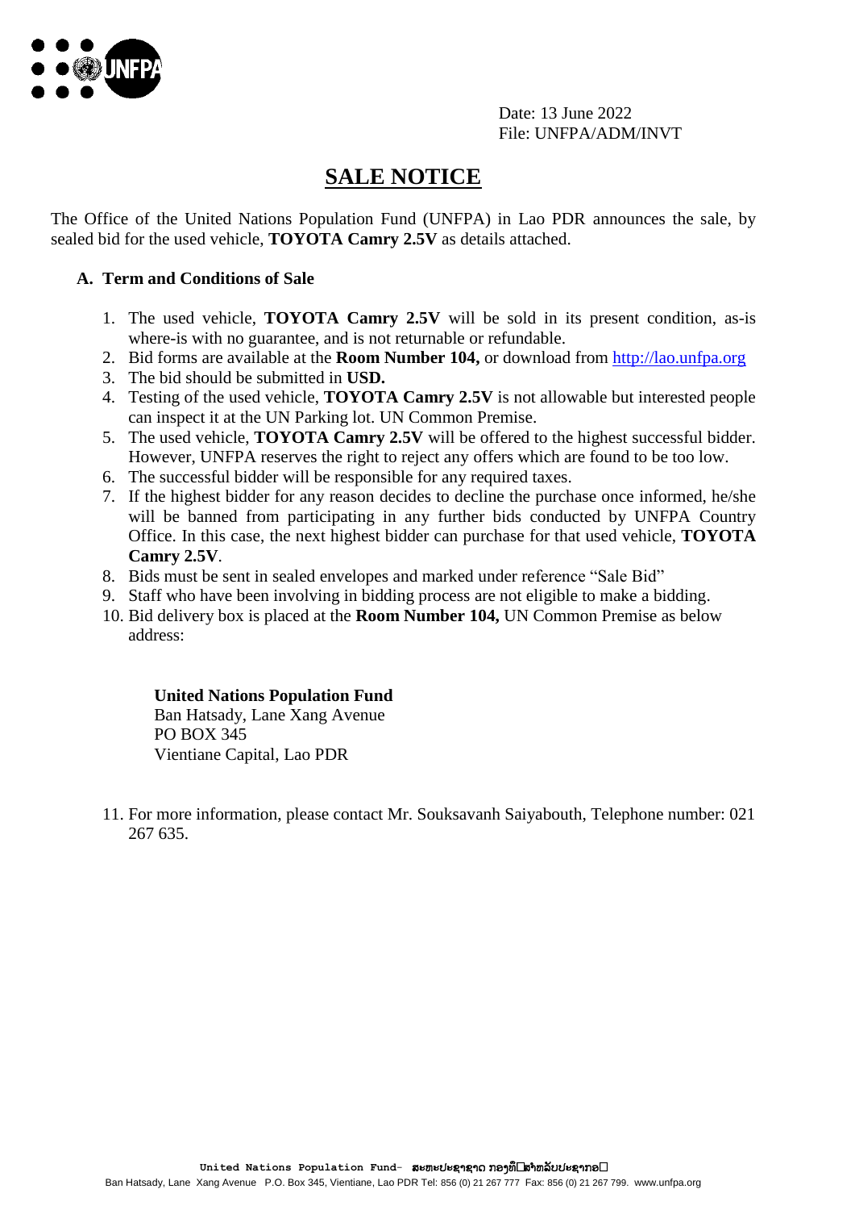Date: 13 June 2022
File: UNFPA/ADM/INVT

# SALE NOTICE

The Office of the United Nations Population Fund (UNFPA) in Lao PDR announces the sale, by sealed bid for the used vehicle, **TOYOTA Camry 2.5V** as details attached.

## A. Term and Conditions of Sale

1. The used vehicle, **TOYOTA Camry 2.5V** will be sold in its present condition, as-is where-is with no guarantee, and is not returnable or refundable.
2. Bid forms are available at the **Room Number 104,** or download from http://lao.unfpa.org
3. The bid should be submitted in **USD.**
4. Testing of the used vehicle, **TOYOTA Camry 2.5V** is not allowable but interested people can inspect it at the UN Parking lot. UN Common Premise.
5. The used vehicle, **TOYOTA Camry 2.5V** will be offered to the highest successful bidder. However, UNFPA reserves the right to reject any offers which are found to be too low.
6. The successful bidder will be responsible for any required taxes.
7. If the highest bidder for any reason decides to decline the purchase once informed, he/she will be banned from participating in any further bids conducted by UNFPA Country Office. In this case, the next highest bidder can purchase for that used vehicle, **TOYOTA Camry 2.5V**.
8. Bids must be sent in sealed envelopes and marked under reference "Sale Bid"
9. Staff who have been involving in bidding process are not eligible to make a bidding.
10. Bid delivery box is placed at the **Room Number 104,** UN Common Premise as below address:

    **United Nations Population Fund**
    Ban Hatsady, Lane Xang Avenue
    PO BOX 345
    Vientiane Capital, Lao PDR

11. For more information, please contact Mr. Souksavanh Saiyabouth, Telephone number: 021 267 635.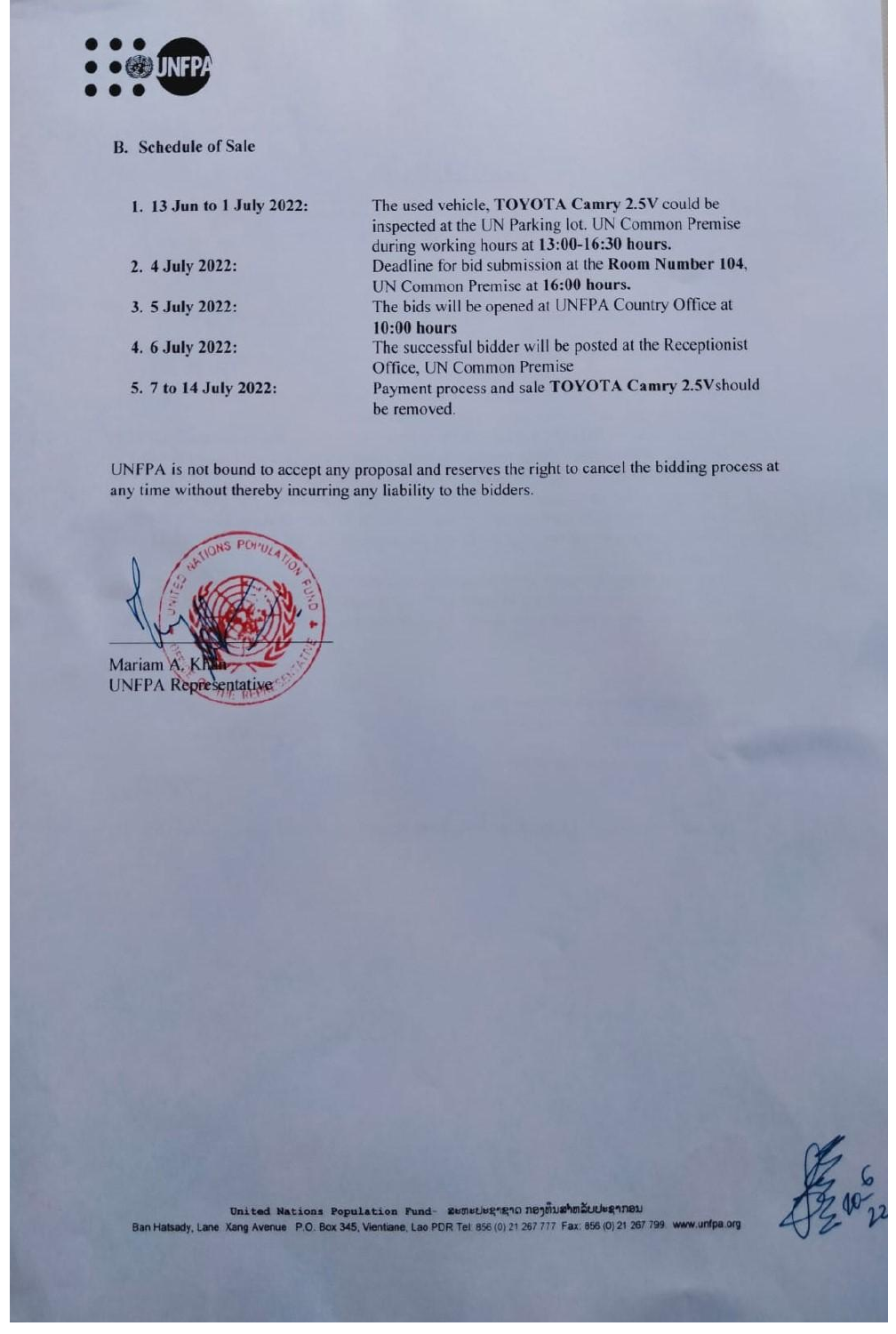## B. Schedule of Sale

1. **13 Jun to 1 July 2022:** The used vehicle, **TOYOTA Camry 2.5V** could be inspected at the UN Parking lot. UN Common Premise during working hours at **13:00-16:30 hours.**
2. **4 July 2022:** Deadline for bid submission at the **Room Number 104**, UN Common Premise at **16:00 hours.**
3. **5 July 2022:** The bids will be opened at UNFPA Country Office at **10:00 hours**
4. **6 July 2022:** The successful bidder will be posted at the Receptionist Office, UN Common Premise
5. **7 to 14 July 2022:** Payment process and sale **TOYOTA Camry 2.5V**should be removed.

UNFPA is not bound to accept any proposal and reserves the right to cancel the bidding process at any time without thereby incurring any liability to the bidders.

Mariam A. Khan
UNFPA Representative

United Nations Population Fund- ສະຫະປະຊາຊາດ ກອງທຶນສຳລັບປະຊາກອນ
Ban Hatsady, Lane Xang Avenue P.O. Box 345, Vientiane, Lao PDR Tel 856 (0) 21 267 777 Fax: 856 (0) 21 267 799 www.unfpa.org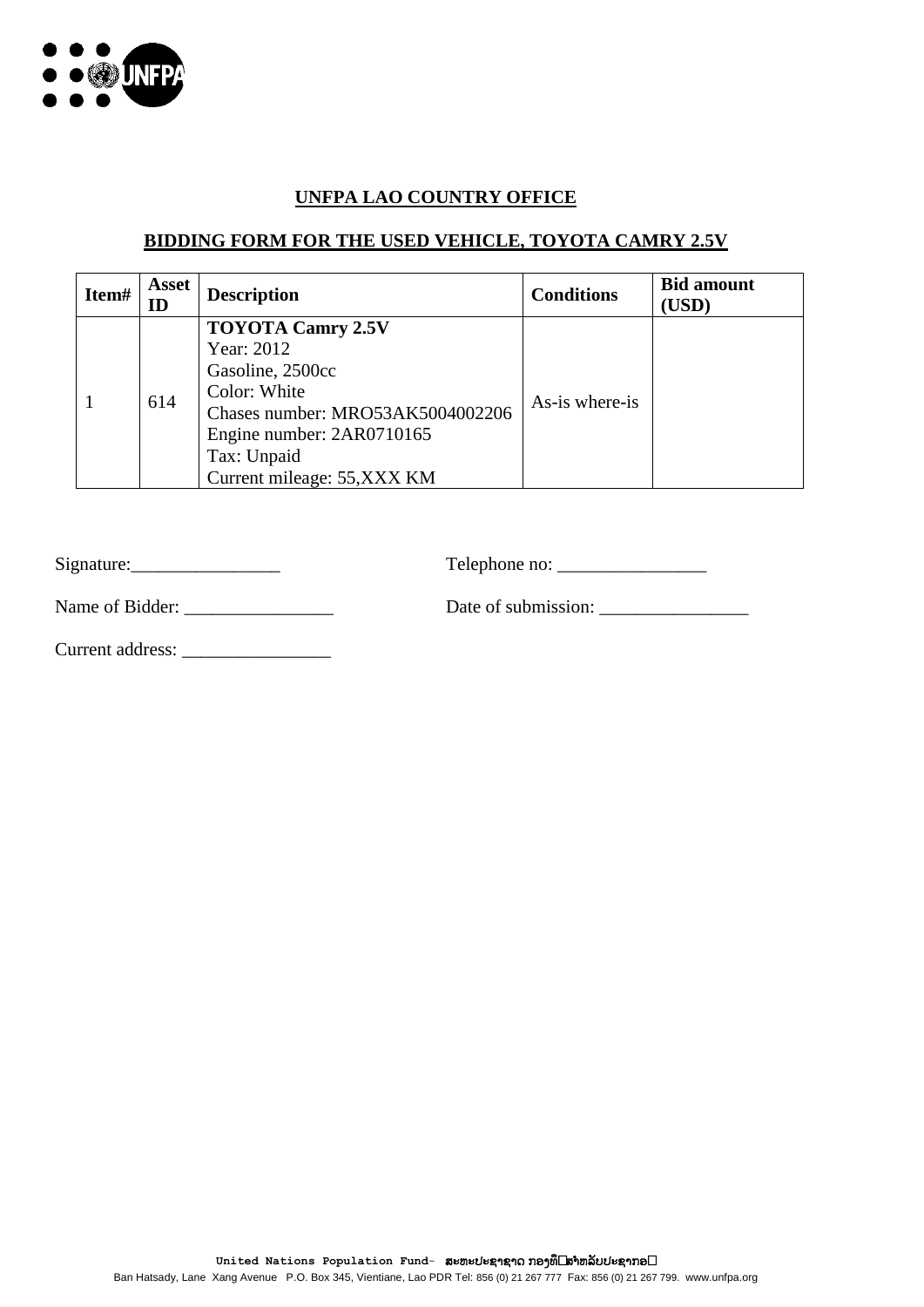## UNFPA LAO COUNTRY OFFICE

## BIDDING FORM FOR THE USED VEHICLE, TOYOTA CAMRY 2.5V

| Item# | Asset ID | Description | Conditions | Bid amount (USD) |
|---|---|---|---|---|
| 1 | 614 | **TOYOTA Camry 2.5V**<br>Year: 2012<br>Gasoline, 2500cc<br>Color: White<br>Chases number: MRO53AK5004002206<br>Engine number: 2AR0710165<br>Tax: Unpaid<br>Current mileage: 55,XXX KM | As-is where-is | |

Signature:________________ Telephone no: ________________

Name of Bidder: ________________ Date of submission: ________________

Current address: ________________